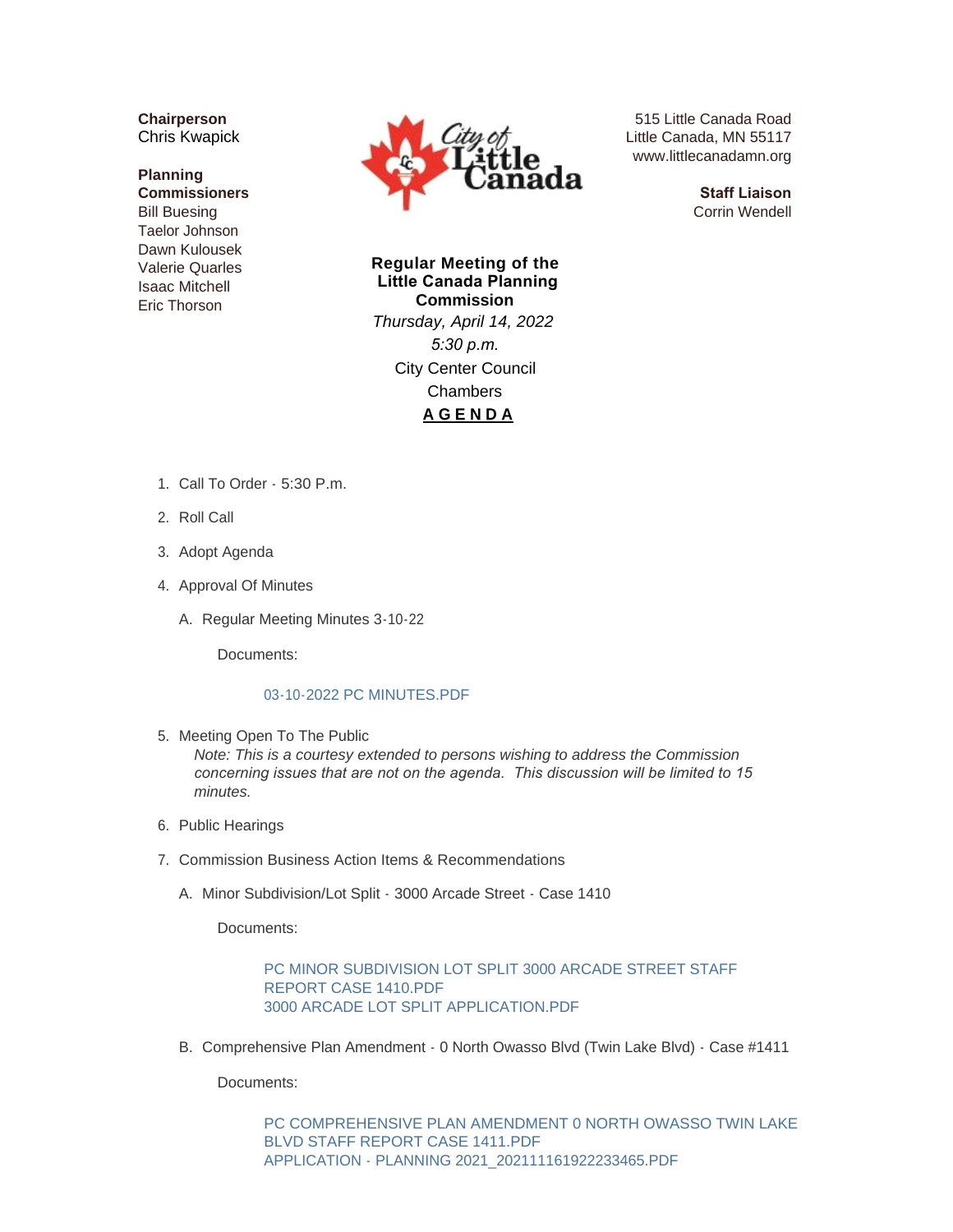**Chairperson**
Chris Kwapick

**Planning Commissioners**
Bill Buesing
Taelor Johnson
Dawn Kulousek
Valerie Quarles
Isaac Mitchell
Eric Thorson

515 Little Canada Road
Little Canada, MN 55117
www.littlecanadamn.org

**Staff Liaison**
Corrin Wendell

**Regular Meeting of the Little Canada Planning Commission**

*Thursday, April 14, 2022*

*5:30 p.m.*

City Center Council Chambers

**AGENDA**

1. Call To Order - 5:30 P.m.
2. Roll Call
3. Adopt Agenda
4. Approval Of Minutes
   A. Regular Meeting Minutes 3-10-22

      Documents:

      03-10-2022 PC MINUTES.PDF

5. Meeting Open To The Public
   *Note: This is a courtesy extended to persons wishing to address the Commission concerning issues that are not on the agenda. This discussion will be limited to 15 minutes.*
6. Public Hearings
7. Commission Business Action Items & Recommendations
   A. Minor Subdivision/Lot Split - 3000 Arcade Street - Case 1410

      Documents:

      PC MINOR SUBDIVISION LOT SPLIT 3000 ARCADE STREET STAFF REPORT CASE 1410.PDF
      3000 ARCADE LOT SPLIT APPLICATION.PDF

   B. Comprehensive Plan Amendment - 0 North Owasso Blvd (Twin Lake Blvd) - Case #1411

      Documents:

      PC COMPREHENSIVE PLAN AMENDMENT 0 NORTH OWASSO TWIN LAKE BLVD STAFF REPORT CASE 1411.PDF
      APPLICATION - PLANNING 2021_202111161922233465.PDF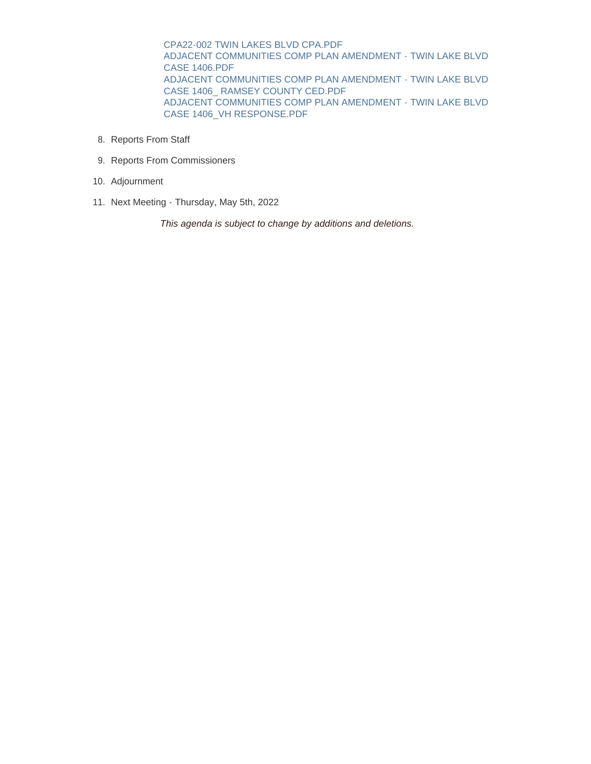CPA22-002 TWIN LAKES BLVD CPA.PDF
ADJACENT COMMUNITIES COMP PLAN AMENDMENT - TWIN LAKE BLVD CASE 1406.PDF
ADJACENT COMMUNITIES COMP PLAN AMENDMENT - TWIN LAKE BLVD CASE 1406_ RAMSEY COUNTY CED.PDF
ADJACENT COMMUNITIES COMP PLAN AMENDMENT - TWIN LAKE BLVD CASE 1406_VH RESPONSE.PDF

8. Reports From Staff

9. Reports From Commissioners

10. Adjournment

11. Next Meeting - Thursday, May 5th, 2022

*This agenda is subject to change by additions and deletions.*